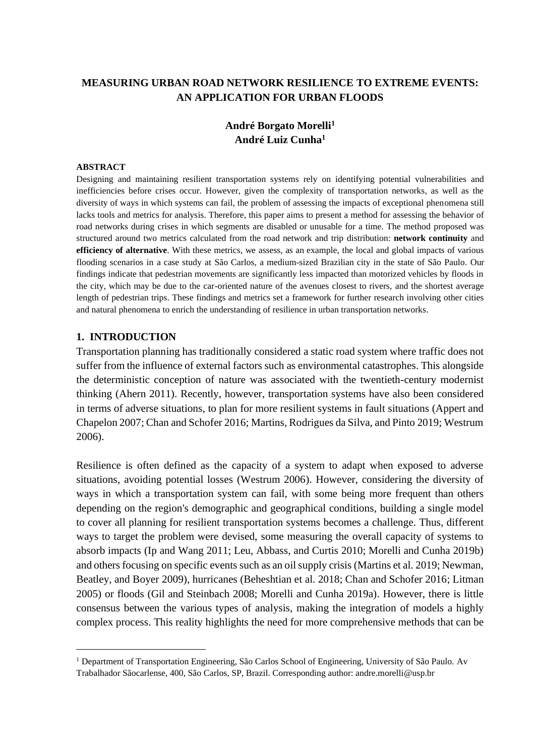# MEASURING URBAN ROAD NETWORK RESILIENCE TO EXTREME EVENTS: AN APPLICATION FOR URBAN FLOODS

**André Borgato Morelli[1]**
**André Luiz Cunha[1]**

**ABSTRACT**

Designing and maintaining resilient transportation systems rely on identifying potential vulnerabilities and inefficiencies before crises occur. However, given the complexity of transportation networks, as well as the diversity of ways in which systems can fail, the problem of assessing the impacts of exceptional phenomena still lacks tools and metrics for analysis. Therefore, this paper aims to present a method for assessing the behavior of road networks during crises in which segments are disabled or unusable for a time. The method proposed was structured around two metrics calculated from the road network and trip distribution: **network continuity** and **efficiency of alternative**. With these metrics, we assess, as an example, the local and global impacts of various flooding scenarios in a case study at São Carlos, a medium-sized Brazilian city in the state of São Paulo. Our findings indicate that pedestrian movements are significantly less impacted than motorized vehicles by floods in the city, which may be due to the car-oriented nature of the avenues closest to rivers, and the shortest average length of pedestrian trips. These findings and metrics set a framework for further research involving other cities and natural phenomena to enrich the understanding of resilience in urban transportation networks.

## 1. INTRODUCTION

Transportation planning has traditionally considered a static road system where traffic does not suffer from the influence of external factors such as environmental catastrophes. This alongside the deterministic conception of nature was associated with the twentieth-century modernist thinking (Ahern 2011). Recently, however, transportation systems have also been considered in terms of adverse situations, to plan for more resilient systems in fault situations (Appert and Chapelon 2007; Chan and Schofer 2016; Martins, Rodrigues da Silva, and Pinto 2019; Westrum 2006).

Resilience is often defined as the capacity of a system to adapt when exposed to adverse situations, avoiding potential losses (Westrum 2006). However, considering the diversity of ways in which a transportation system can fail, with some being more frequent than others depending on the region's demographic and geographical conditions, building a single model to cover all planning for resilient transportation systems becomes a challenge. Thus, different ways to target the problem were devised, some measuring the overall capacity of systems to absorb impacts (Ip and Wang 2011; Leu, Abbass, and Curtis 2010; Morelli and Cunha 2019b) and others focusing on specific events such as an oil supply crisis (Martins et al. 2019; Newman, Beatley, and Boyer 2009), hurricanes (Beheshtian et al. 2018; Chan and Schofer 2016; Litman 2005) or floods (Gil and Steinbach 2008; Morelli and Cunha 2019a). However, there is little consensus between the various types of analysis, making the integration of models a highly complex process. This reality highlights the need for more comprehensive methods that can be

[1] Department of Transportation Engineering, São Carlos School of Engineering, University of São Paulo. Av Trabalhador Sãocarlense, 400, São Carlos, SP, Brazil. Corresponding author: andre.morelli@usp.br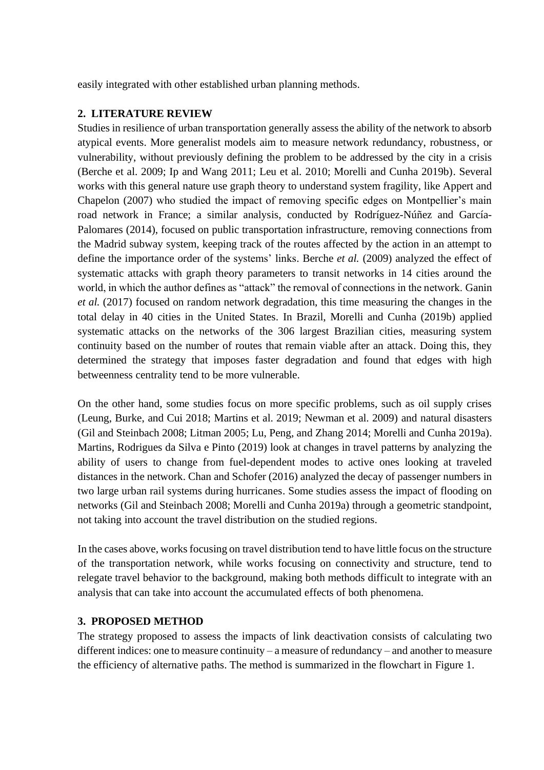easily integrated with other established urban planning methods.

## 2. LITERATURE REVIEW

Studies in resilience of urban transportation generally assess the ability of the network to absorb atypical events. More generalist models aim to measure network redundancy, robustness, or vulnerability, without previously defining the problem to be addressed by the city in a crisis (Berche et al. 2009; Ip and Wang 2011; Leu et al. 2010; Morelli and Cunha 2019b). Several works with this general nature use graph theory to understand system fragility, like Appert and Chapelon (2007) who studied the impact of removing specific edges on Montpellier's main road network in France; a similar analysis, conducted by Rodríguez-Núñez and García-Palomares (2014), focused on public transportation infrastructure, removing connections from the Madrid subway system, keeping track of the routes affected by the action in an attempt to define the importance order of the systems' links. Berche *et al.* (2009) analyzed the effect of systematic attacks with graph theory parameters to transit networks in 14 cities around the world, in which the author defines as "attack" the removal of connections in the network. Ganin *et al.* (2017) focused on random network degradation, this time measuring the changes in the total delay in 40 cities in the United States. In Brazil, Morelli and Cunha (2019b) applied systematic attacks on the networks of the 306 largest Brazilian cities, measuring system continuity based on the number of routes that remain viable after an attack. Doing this, they determined the strategy that imposes faster degradation and found that edges with high betweenness centrality tend to be more vulnerable.

On the other hand, some studies focus on more specific problems, such as oil supply crises (Leung, Burke, and Cui 2018; Martins et al. 2019; Newman et al. 2009) and natural disasters (Gil and Steinbach 2008; Litman 2005; Lu, Peng, and Zhang 2014; Morelli and Cunha 2019a). Martins, Rodrigues da Silva e Pinto (2019) look at changes in travel patterns by analyzing the ability of users to change from fuel-dependent modes to active ones looking at traveled distances in the network. Chan and Schofer (2016) analyzed the decay of passenger numbers in two large urban rail systems during hurricanes. Some studies assess the impact of flooding on networks (Gil and Steinbach 2008; Morelli and Cunha 2019a) through a geometric standpoint, not taking into account the travel distribution on the studied regions.

In the cases above, works focusing on travel distribution tend to have little focus on the structure of the transportation network, while works focusing on connectivity and structure, tend to relegate travel behavior to the background, making both methods difficult to integrate with an analysis that can take into account the accumulated effects of both phenomena.

## 3. PROPOSED METHOD

The strategy proposed to assess the impacts of link deactivation consists of calculating two different indices: one to measure continuity – a measure of redundancy – and another to measure the efficiency of alternative paths. The method is summarized in the flowchart in Figure 1.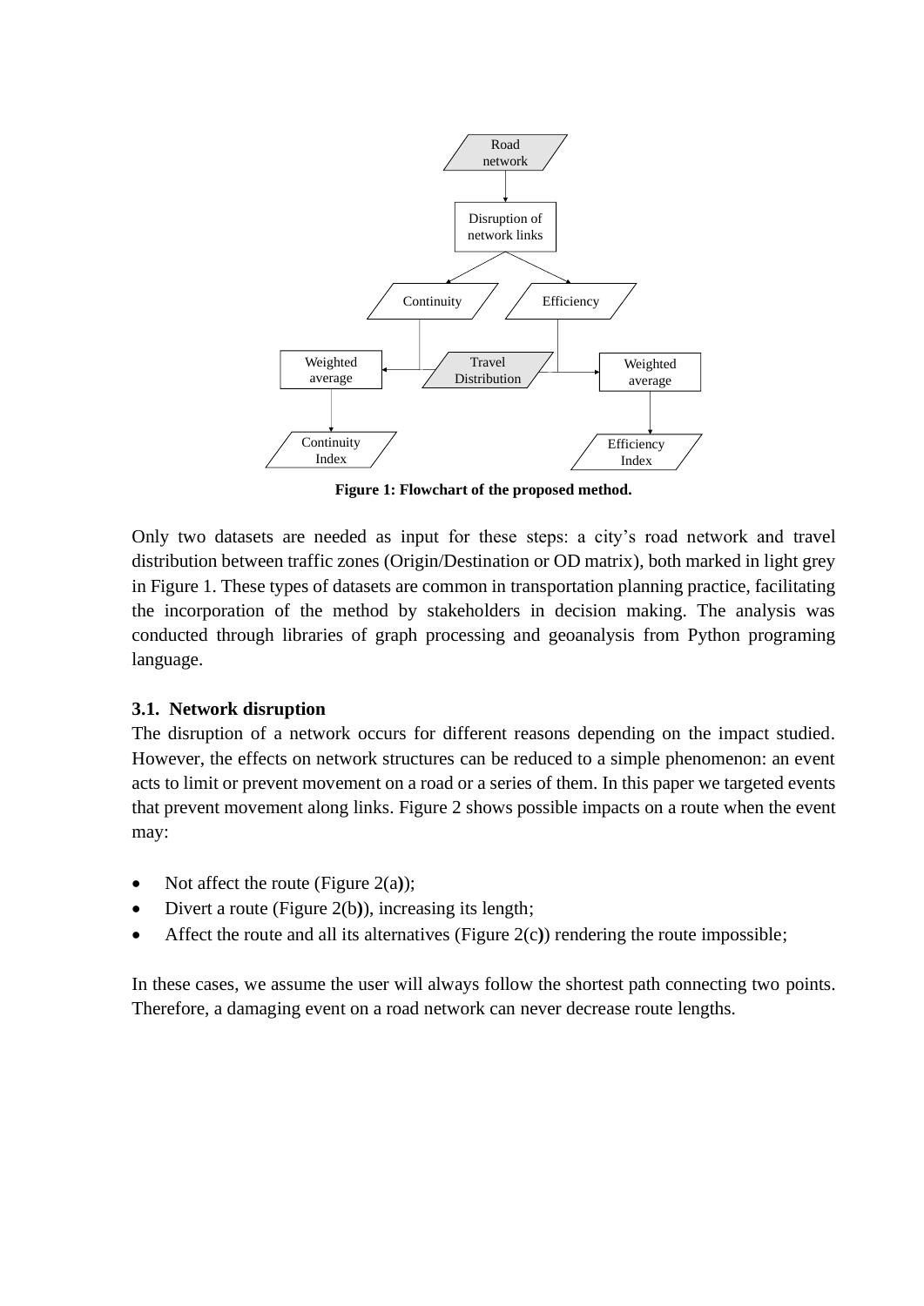Figure 1: Flowchart of the proposed method.

Only two datasets are needed as input for these steps: a city's road network and travel distribution between traffic zones (Origin/Destination or OD matrix), both marked in light grey in Figure 1. These types of datasets are common in transportation planning practice, facilitating the incorporation of the method by stakeholders in decision making. The analysis was conducted through libraries of graph processing and geoanalysis from Python programing language.

### 3.1. Network disruption

The disruption of a network occurs for different reasons depending on the impact studied. However, the effects on network structures can be reduced to a simple phenomenon: an event acts to limit or prevent movement on a road or a series of them. In this paper we targeted events that prevent movement along links. Figure 2 shows possible impacts on a route when the event may:

- Not affect the route (Figure 2(a));
- Divert a route (Figure 2(b)), increasing its length;
- Affect the route and all its alternatives (Figure 2(c)) rendering the route impossible;

In these cases, we assume the user will always follow the shortest path connecting two points. Therefore, a damaging event on a road network can never decrease route lengths.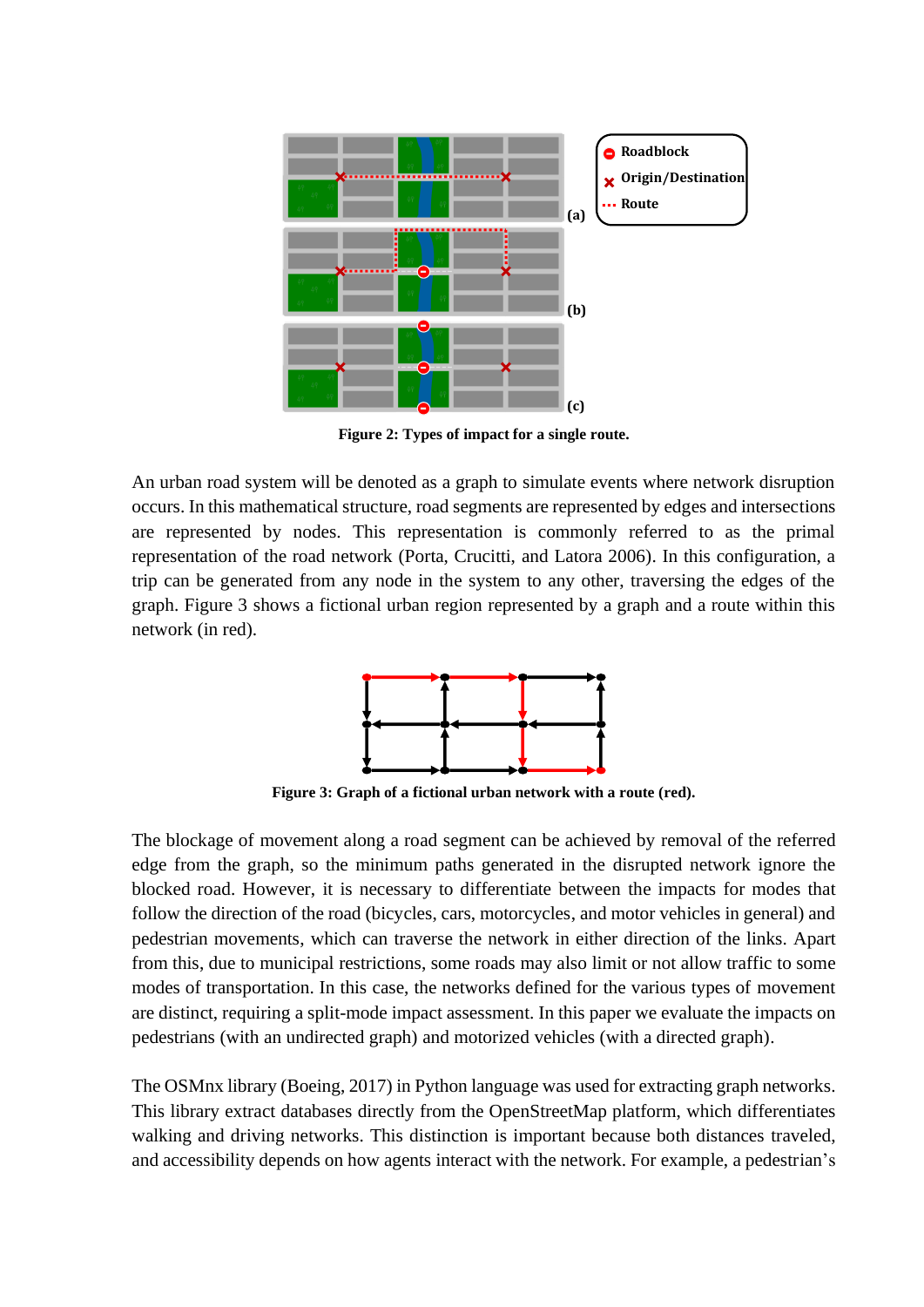Figure 2: Types of impact for a single route.

An urban road system will be denoted as a graph to simulate events where network disruption occurs. In this mathematical structure, road segments are represented by edges and intersections are represented by nodes. This representation is commonly referred to as the primal representation of the road network (Porta, Crucitti, and Latora 2006). In this configuration, a trip can be generated from any node in the system to any other, traversing the edges of the graph. Figure 3 shows a fictional urban region represented by a graph and a route within this network (in red).

Figure 3: Graph of a fictional urban network with a route (red).

The blockage of movement along a road segment can be achieved by removal of the referred edge from the graph, so the minimum paths generated in the disrupted network ignore the blocked road. However, it is necessary to differentiate between the impacts for modes that follow the direction of the road (bicycles, cars, motorcycles, and motor vehicles in general) and pedestrian movements, which can traverse the network in either direction of the links. Apart from this, due to municipal restrictions, some roads may also limit or not allow traffic to some modes of transportation. In this case, the networks defined for the various types of movement are distinct, requiring a split-mode impact assessment. In this paper we evaluate the impacts on pedestrians (with an undirected graph) and motorized vehicles (with a directed graph).

The OSMnx library (Boeing, 2017) in Python language was used for extracting graph networks. This library extract databases directly from the OpenStreetMap platform, which differentiates walking and driving networks. This distinction is important because both distances traveled, and accessibility depends on how agents interact with the network. For example, a pedestrian's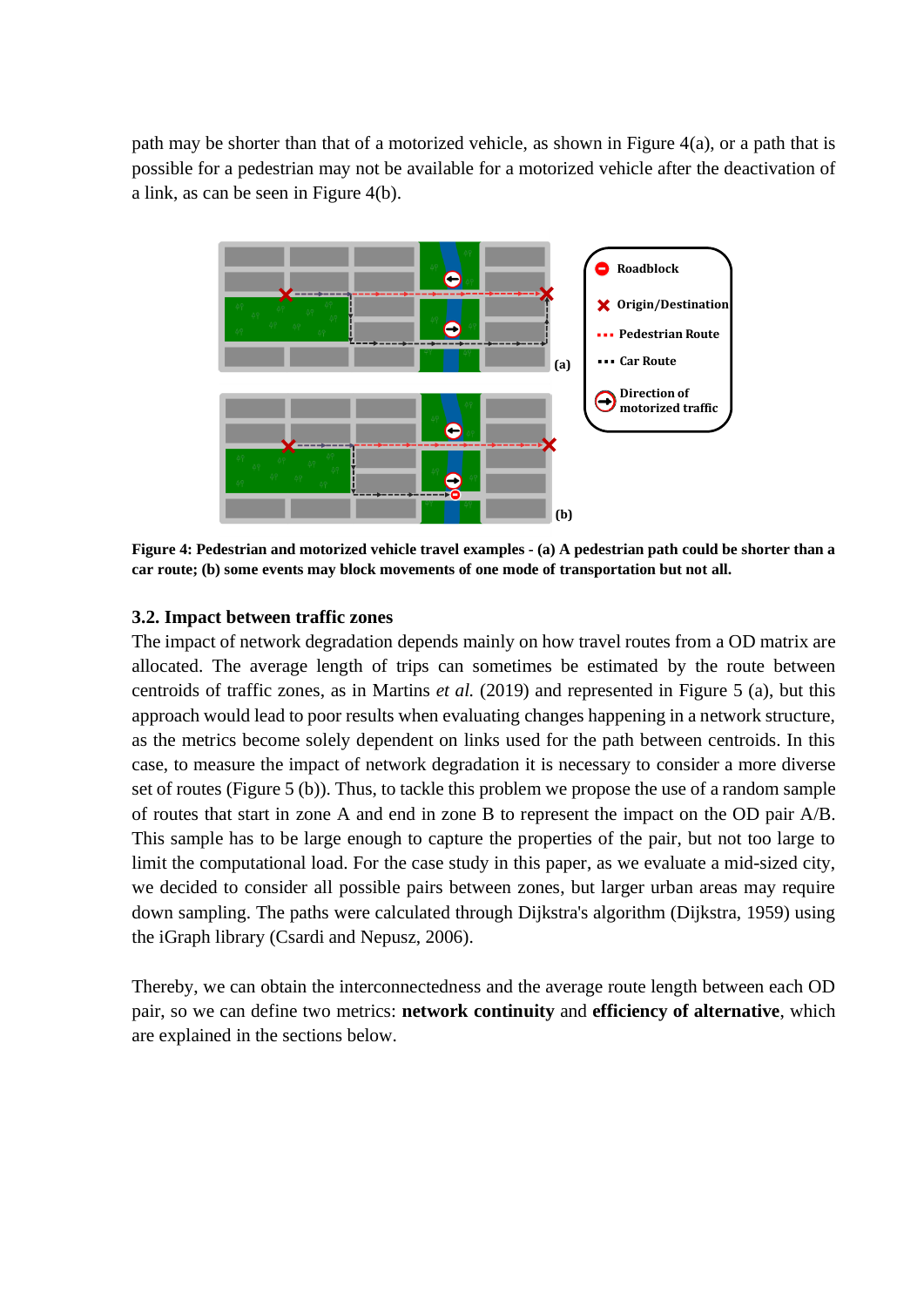path may be shorter than that of a motorized vehicle, as shown in Figure 4(a), or a path that is possible for a pedestrian may not be available for a motorized vehicle after the deactivation of a link, as can be seen in Figure 4(b).

**Figure 4: Pedestrian and motorized vehicle travel examples - (a) A pedestrian path could be shorter than a car route; (b) some events may block movements of one mode of transportation but not all.**

### 3.2. Impact between traffic zones

The impact of network degradation depends mainly on how travel routes from a OD matrix are allocated. The average length of trips can sometimes be estimated by the route between centroids of traffic zones, as in Martins *et al.* (2019) and represented in Figure 5 (a), but this approach would lead to poor results when evaluating changes happening in a network structure, as the metrics become solely dependent on links used for the path between centroids. In this case, to measure the impact of network degradation it is necessary to consider a more diverse set of routes (Figure 5 (b)). Thus, to tackle this problem we propose the use of a random sample of routes that start in zone A and end in zone B to represent the impact on the OD pair A/B. This sample has to be large enough to capture the properties of the pair, but not too large to limit the computational load. For the case study in this paper, as we evaluate a mid-sized city, we decided to consider all possible pairs between zones, but larger urban areas may require down sampling. The paths were calculated through Dijkstra's algorithm (Dijkstra, 1959) using the iGraph library (Csardi and Nepusz, 2006).

Thereby, we can obtain the interconnectedness and the average route length between each OD pair, so we can define two metrics: **network continuity** and **efficiency of alternative**, which are explained in the sections below.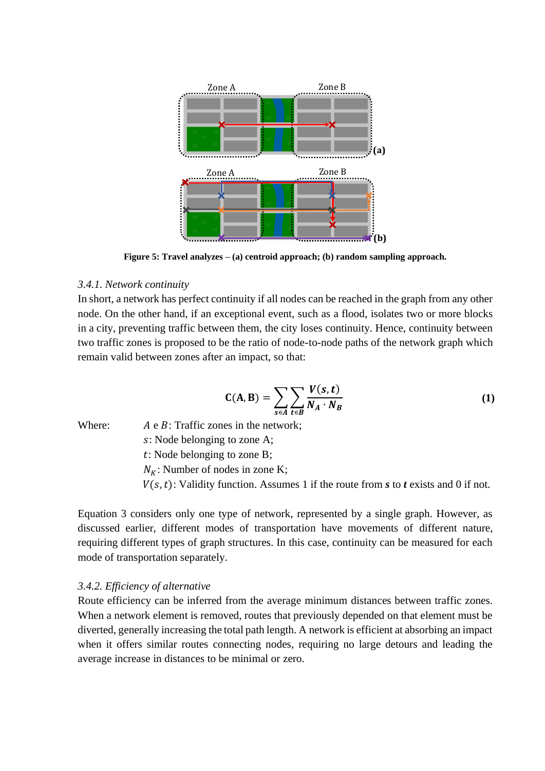Figure 5: Travel analyzes – (a) centroid approach; (b) random sampling approach.

### 3.4.1. Network continuity

In short, a network has perfect continuity if all nodes can be reached in the graph from any other node. On the other hand, if an exceptional event, such as a flood, isolates two or more blocks in a city, preventing traffic between them, the city loses continuity. Hence, continuity between two traffic zones is proposed to be the ratio of node-to-node paths of the network graph which remain valid between zones after an impact, so that:

$$\mathbf{C}(\mathbf{A}, \mathbf{B}) = \sum_{s \in A} \sum_{t \in B} \frac{\boldsymbol{V}(\boldsymbol{s}, \boldsymbol{t})}{\boldsymbol{N}_{\boldsymbol{A}} \cdot \boldsymbol{N}_{\boldsymbol{B}}} \tag{1}$$

Where:
- $A$ e $B$: Traffic zones in the network;
- $s$: Node belonging to zone A;
- $t$: Node belonging to zone B;
- $N_K$: Number of nodes in zone K;
- $V(s, t)$: Validity function. Assumes 1 if the route from **s** to **t** exists and 0 if not.

Equation 3 considers only one type of network, represented by a single graph. However, as discussed earlier, different modes of transportation have movements of different nature, requiring different types of graph structures. In this case, continuity can be measured for each mode of transportation separately.

### 3.4.2. Efficiency of alternative

Route efficiency can be inferred from the average minimum distances between traffic zones. When a network element is removed, routes that previously depended on that element must be diverted, generally increasing the total path length. A network is efficient at absorbing an impact when it offers similar routes connecting nodes, requiring no large detours and leading the average increase in distances to be minimal or zero.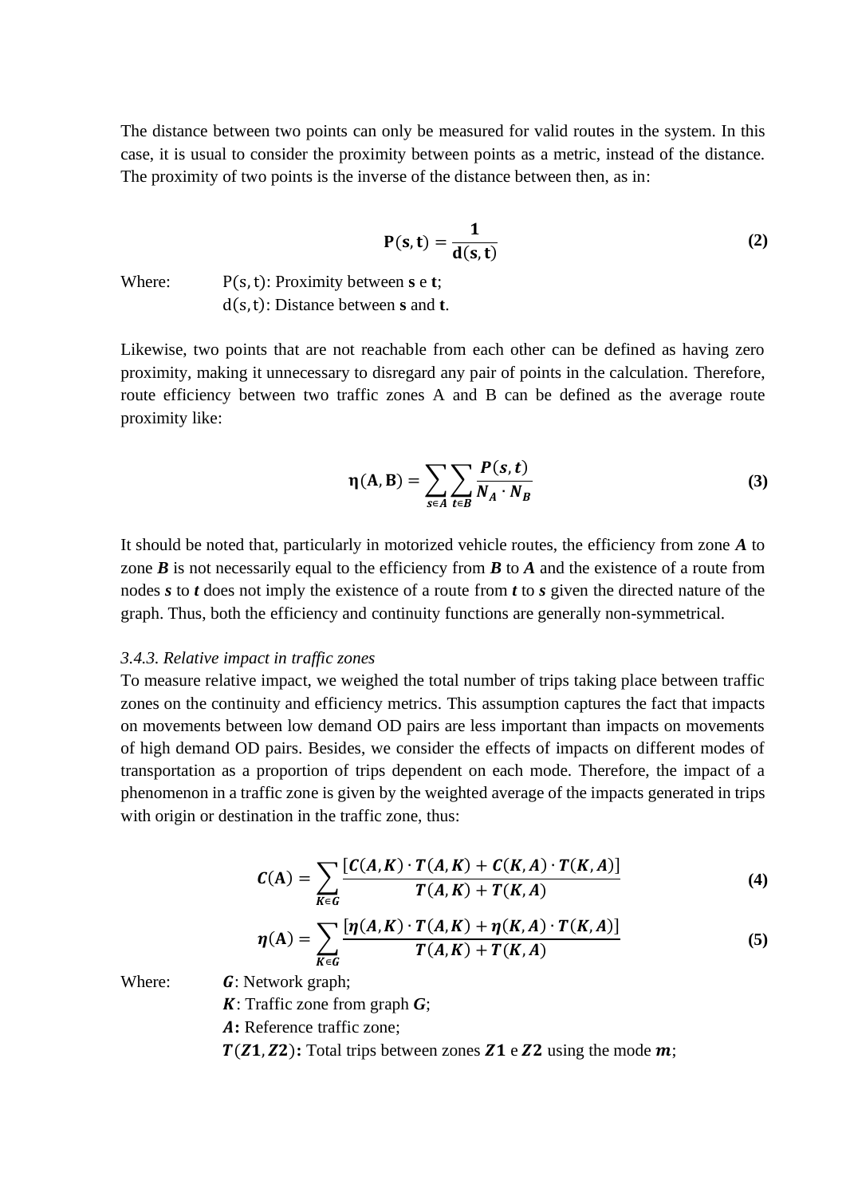The distance between two points can only be measured for valid routes in the system. In this case, it is usual to consider the proximity between points as a metric, instead of the distance. The proximity of two points is the inverse of the distance between then, as in:

$$\mathbf{P(s,t)} = \frac{\mathbf{1}}{\mathbf{d(s,t)}} \tag{2}$$

Where: $\mathrm{P(s,t)}$: Proximity between **s** e **t**;
$\mathrm{d(s,t)}$: Distance between **s** and **t**.

Likewise, two points that are not reachable from each other can be defined as having zero proximity, making it unnecessary to disregard any pair of points in the calculation. Therefore, route efficiency between two traffic zones A and B can be defined as the average route proximity like:

$$\boldsymbol{\eta}(\mathbf{A},\mathbf{B}) = \sum_{s \in A} \sum_{t \in B} \frac{P(s,t)}{N_A \cdot N_B} \tag{3}$$

It should be noted that, particularly in motorized vehicle routes, the efficiency from zone ***A*** to zone ***B*** is not necessarily equal to the efficiency from ***B*** to ***A*** and the existence of a route from nodes ***s*** to ***t*** does not imply the existence of a route from ***t*** to ***s*** given the directed nature of the graph. Thus, both the efficiency and continuity functions are generally non-symmetrical.

*3.4.3. Relative impact in traffic zones*

To measure relative impact, we weighed the total number of trips taking place between traffic zones on the continuity and efficiency metrics. This assumption captures the fact that impacts on movements between low demand OD pairs are less important than impacts on movements of high demand OD pairs. Besides, we consider the effects of impacts on different modes of transportation as a proportion of trips dependent on each mode. Therefore, the impact of a phenomenon in a traffic zone is given by the weighted average of the impacts generated in trips with origin or destination in the traffic zone, thus:

$$C(\mathbf{A}) = \sum_{K \in G} \frac{[C(A,K) \cdot T(A,K) + C(K,A) \cdot T(K,A)]}{T(A,K) + T(K,A)} \tag{4}$$

$$\eta(\mathbf{A}) = \sum_{K \in G} \frac{[\eta(A,K) \cdot T(A,K) + \eta(K,A) \cdot T(K,A)]}{T(A,K) + T(K,A)} \tag{5}$$

Where: ***G***: Network graph;
***K***: Traffic zone from graph ***G***;
***A*****:** Reference traffic zone;
$T(Z1, Z2)$**:** Total trips between zones $Z1$ e $Z2$ using the mode $m$;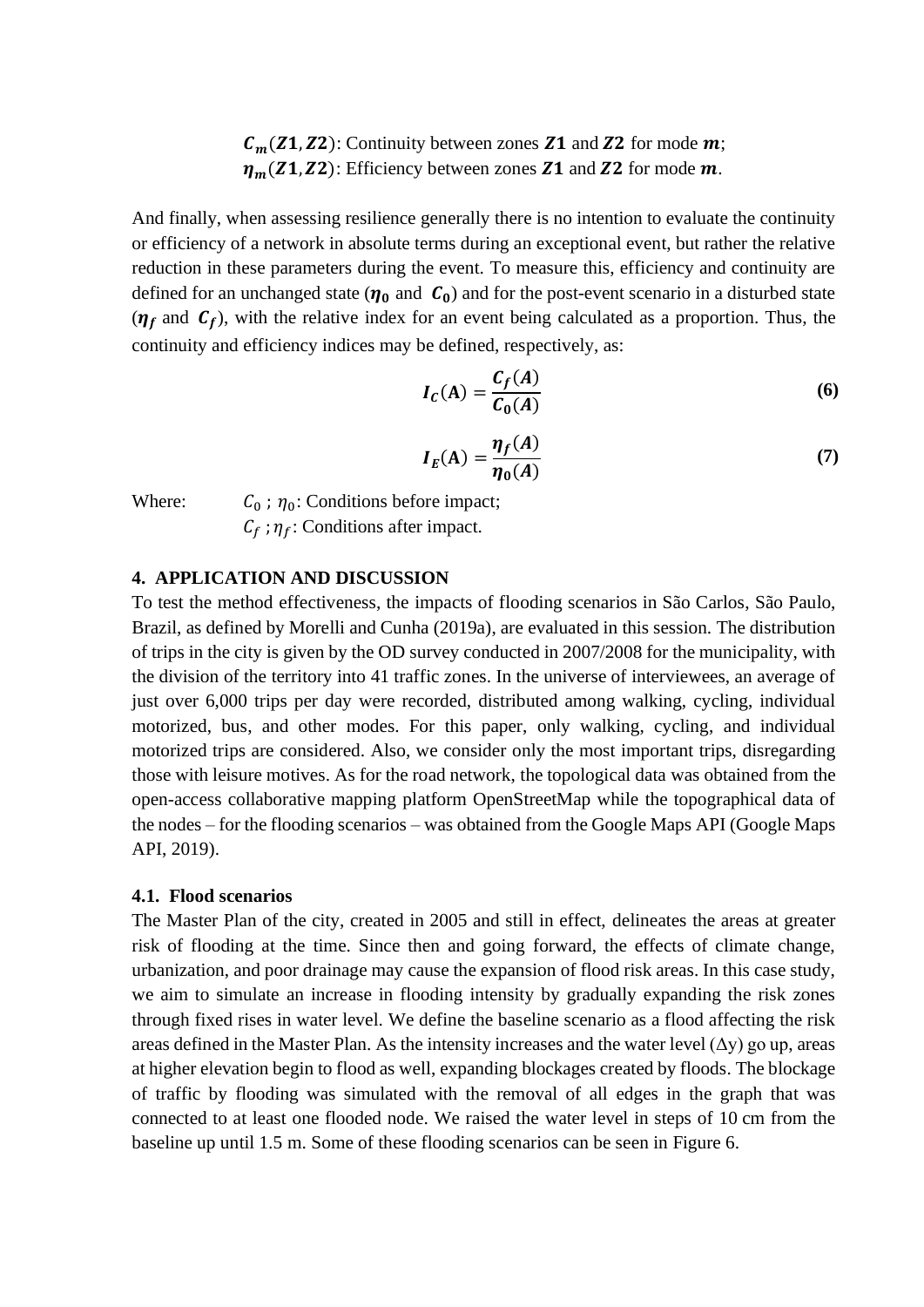$\boldsymbol{C_m}(\boldsymbol{Z1}, \boldsymbol{Z2})$: Continuity between zones $\boldsymbol{Z1}$ and $\boldsymbol{Z2}$ for mode $\boldsymbol{m}$;
$\boldsymbol{\eta_m}(\boldsymbol{Z1}, \boldsymbol{Z2})$: Efficiency between zones $\boldsymbol{Z1}$ and $\boldsymbol{Z2}$ for mode $\boldsymbol{m}$.

And finally, when assessing resilience generally there is no intention to evaluate the continuity or efficiency of a network in absolute terms during an exceptional event, but rather the relative reduction in these parameters during the event. To measure this, efficiency and continuity are defined for an unchanged state ($\boldsymbol{\eta_0}$ and $\boldsymbol{C_0}$) and for the post-event scenario in a disturbed state ($\boldsymbol{\eta_f}$ and $\boldsymbol{C_f}$), with the relative index for an event being calculated as a proportion. Thus, the continuity and efficiency indices may be defined, respectively, as:

$$\boldsymbol{I_C}(\mathbf{A}) = \frac{\boldsymbol{C_f}(\boldsymbol{A})}{\boldsymbol{C_0}(\boldsymbol{A})} \tag{6}$$

$$\boldsymbol{I_E}(\mathbf{A}) = \frac{\boldsymbol{\eta_f}(\boldsymbol{A})}{\boldsymbol{\eta_0}(\boldsymbol{A})} \tag{7}$$

Where: $C_0$ ; $\eta_0$: Conditions before impact;
$C_f$ ; $\eta_f$: Conditions after impact.

## 4. APPLICATION AND DISCUSSION

To test the method effectiveness, the impacts of flooding scenarios in São Carlos, São Paulo, Brazil, as defined by Morelli and Cunha (2019a), are evaluated in this session. The distribution of trips in the city is given by the OD survey conducted in 2007/2008 for the municipality, with the division of the territory into 41 traffic zones. In the universe of interviewees, an average of just over 6,000 trips per day were recorded, distributed among walking, cycling, individual motorized, bus, and other modes. For this paper, only walking, cycling, and individual motorized trips are considered. Also, we consider only the most important trips, disregarding those with leisure motives. As for the road network, the topological data was obtained from the open-access collaborative mapping platform OpenStreetMap while the topographical data of the nodes – for the flooding scenarios – was obtained from the Google Maps API (Google Maps API, 2019).

### 4.1. Flood scenarios

The Master Plan of the city, created in 2005 and still in effect, delineates the areas at greater risk of flooding at the time. Since then and going forward, the effects of climate change, urbanization, and poor drainage may cause the expansion of flood risk areas. In this case study, we aim to simulate an increase in flooding intensity by gradually expanding the risk zones through fixed rises in water level. We define the baseline scenario as a flood affecting the risk areas defined in the Master Plan. As the intensity increases and the water level ($\Delta$y) go up, areas at higher elevation begin to flood as well, expanding blockages created by floods. The blockage of traffic by flooding was simulated with the removal of all edges in the graph that was connected to at least one flooded node. We raised the water level in steps of 10 cm from the baseline up until 1.5 m. Some of these flooding scenarios can be seen in Figure 6.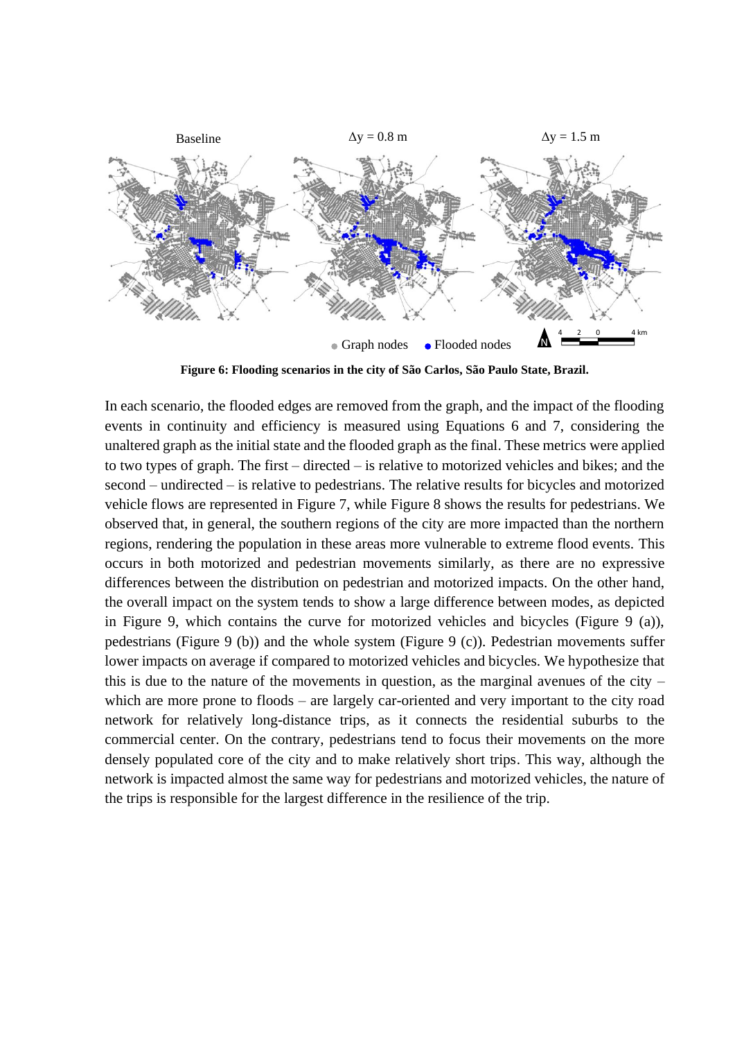Figure 6: Flooding scenarios in the city of São Carlos, São Paulo State, Brazil.

In each scenario, the flooded edges are removed from the graph, and the impact of the flooding events in continuity and efficiency is measured using Equations 6 and 7, considering the unaltered graph as the initial state and the flooded graph as the final. These metrics were applied to two types of graph. The first – directed – is relative to motorized vehicles and bikes; and the second – undirected – is relative to pedestrians. The relative results for bicycles and motorized vehicle flows are represented in Figure 7, while Figure 8 shows the results for pedestrians. We observed that, in general, the southern regions of the city are more impacted than the northern regions, rendering the population in these areas more vulnerable to extreme flood events. This occurs in both motorized and pedestrian movements similarly, as there are no expressive differences between the distribution on pedestrian and motorized impacts. On the other hand, the overall impact on the system tends to show a large difference between modes, as depicted in Figure 9, which contains the curve for motorized vehicles and bicycles (Figure 9 (a)), pedestrians (Figure 9 (b)) and the whole system (Figure 9 (c)). Pedestrian movements suffer lower impacts on average if compared to motorized vehicles and bicycles. We hypothesize that this is due to the nature of the movements in question, as the marginal avenues of the city – which are more prone to floods – are largely car-oriented and very important to the city road network for relatively long-distance trips, as it connects the residential suburbs to the commercial center. On the contrary, pedestrians tend to focus their movements on the more densely populated core of the city and to make relatively short trips. This way, although the network is impacted almost the same way for pedestrians and motorized vehicles, the nature of the trips is responsible for the largest difference in the resilience of the trip.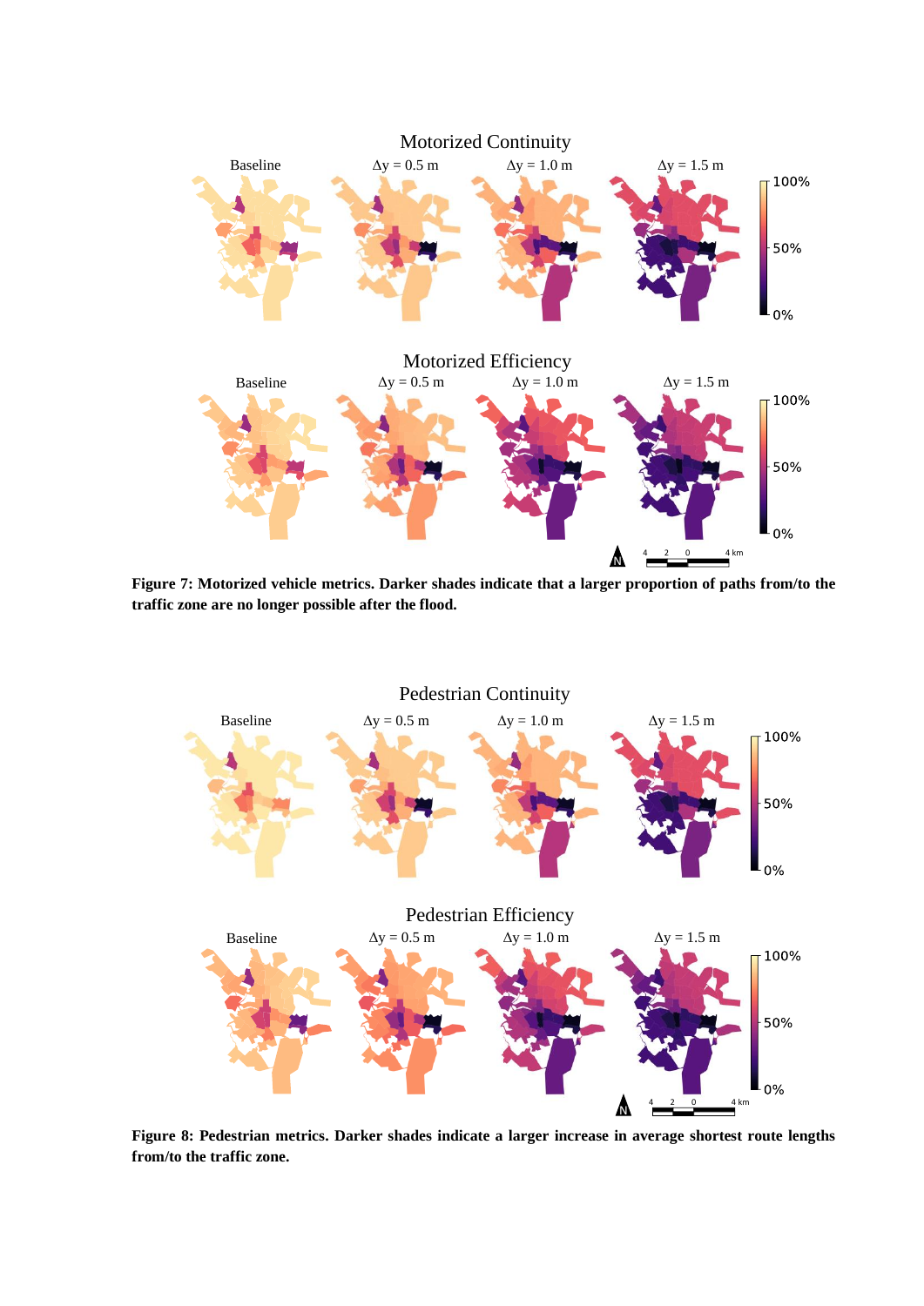**Figure 7: Motorized vehicle metrics. Darker shades indicate that a larger proportion of paths from/to the traffic zone are no longer possible after the flood.**

**Figure 8: Pedestrian metrics. Darker shades indicate a larger increase in average shortest route lengths from/to the traffic zone.**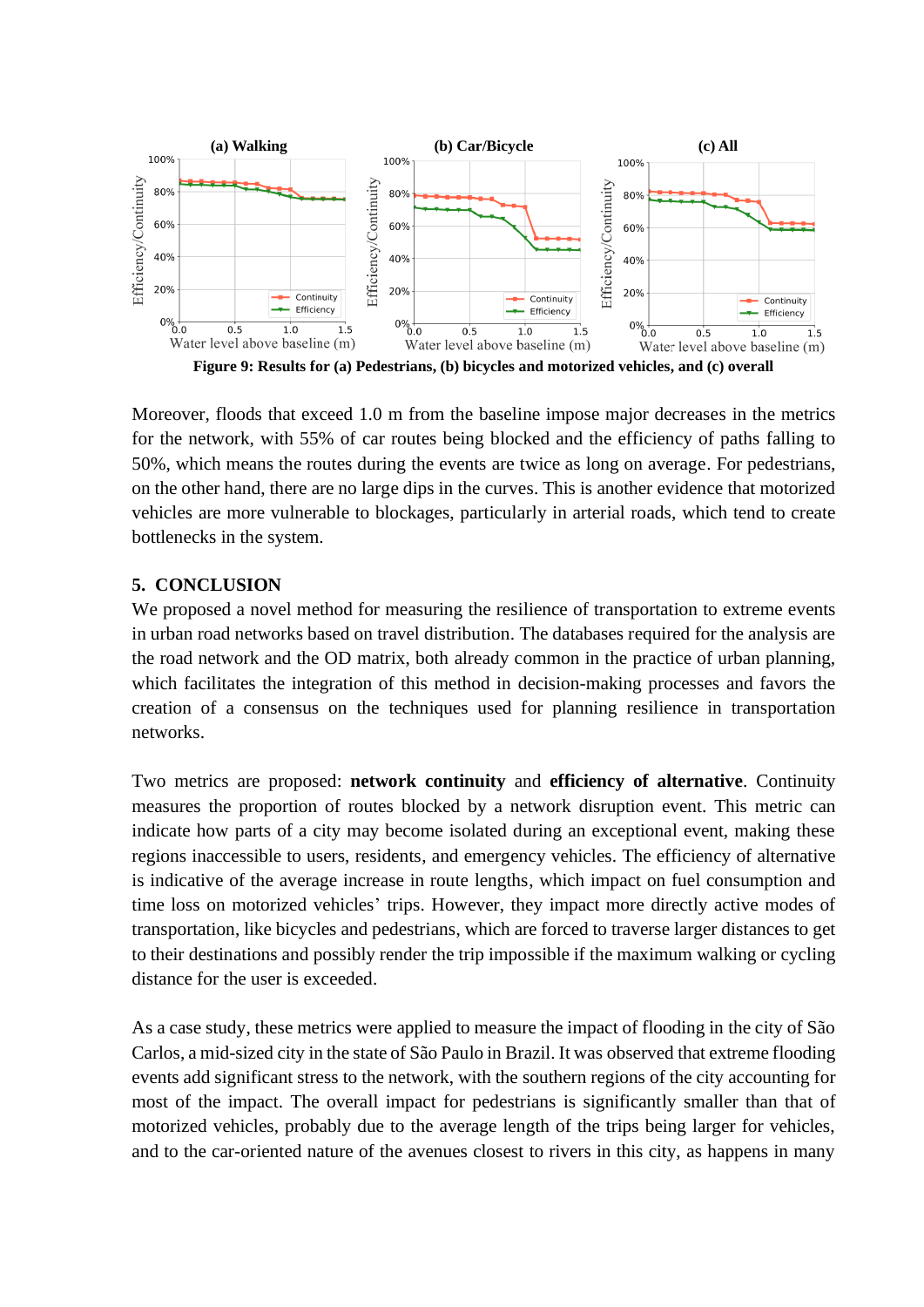Figure 9: Results for (a) Pedestrians, (b) bicycles and motorized vehicles, and (c) overall

Moreover, floods that exceed 1.0 m from the baseline impose major decreases in the metrics for the network, with 55% of car routes being blocked and the efficiency of paths falling to 50%, which means the routes during the events are twice as long on average. For pedestrians, on the other hand, there are no large dips in the curves. This is another evidence that motorized vehicles are more vulnerable to blockages, particularly in arterial roads, which tend to create bottlenecks in the system.

## 5. CONCLUSION

We proposed a novel method for measuring the resilience of transportation to extreme events in urban road networks based on travel distribution. The databases required for the analysis are the road network and the OD matrix, both already common in the practice of urban planning, which facilitates the integration of this method in decision-making processes and favors the creation of a consensus on the techniques used for planning resilience in transportation networks.

Two metrics are proposed: **network continuity** and **efficiency of alternative**. Continuity measures the proportion of routes blocked by a network disruption event. This metric can indicate how parts of a city may become isolated during an exceptional event, making these regions inaccessible to users, residents, and emergency vehicles. The efficiency of alternative is indicative of the average increase in route lengths, which impact on fuel consumption and time loss on motorized vehicles' trips. However, they impact more directly active modes of transportation, like bicycles and pedestrians, which are forced to traverse larger distances to get to their destinations and possibly render the trip impossible if the maximum walking or cycling distance for the user is exceeded.

As a case study, these metrics were applied to measure the impact of flooding in the city of São Carlos, a mid-sized city in the state of São Paulo in Brazil. It was observed that extreme flooding events add significant stress to the network, with the southern regions of the city accounting for most of the impact. The overall impact for pedestrians is significantly smaller than that of motorized vehicles, probably due to the average length of the trips being larger for vehicles, and to the car-oriented nature of the avenues closest to rivers in this city, as happens in many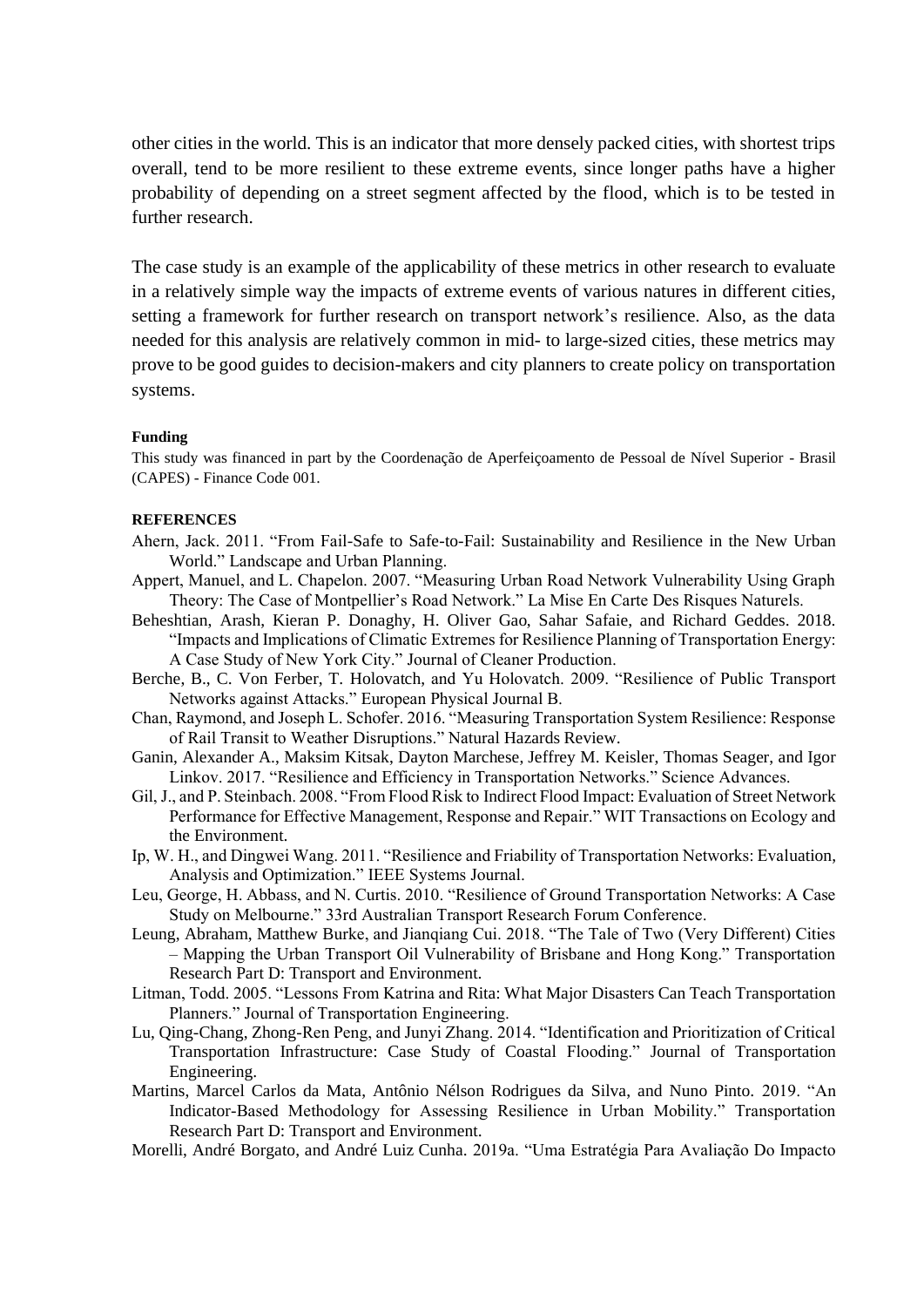other cities in the world. This is an indicator that more densely packed cities, with shortest trips overall, tend to be more resilient to these extreme events, since longer paths have a higher probability of depending on a street segment affected by the flood, which is to be tested in further research.

The case study is an example of the applicability of these metrics in other research to evaluate in a relatively simple way the impacts of extreme events of various natures in different cities, setting a framework for further research on transport network's resilience. Also, as the data needed for this analysis are relatively common in mid- to large-sized cities, these metrics may prove to be good guides to decision-makers and city planners to create policy on transportation systems.

**Funding**

This study was financed in part by the Coordenação de Aperfeiçoamento de Pessoal de Nível Superior - Brasil (CAPES) - Finance Code 001.

**REFERENCES**

Ahern, Jack. 2011. "From Fail-Safe to Safe-to-Fail: Sustainability and Resilience in the New Urban World." Landscape and Urban Planning.

Appert, Manuel, and L. Chapelon. 2007. "Measuring Urban Road Network Vulnerability Using Graph Theory: The Case of Montpellier's Road Network." La Mise En Carte Des Risques Naturels.

Beheshtian, Arash, Kieran P. Donaghy, H. Oliver Gao, Sahar Safaie, and Richard Geddes. 2018. "Impacts and Implications of Climatic Extremes for Resilience Planning of Transportation Energy: A Case Study of New York City." Journal of Cleaner Production.

Berche, B., C. Von Ferber, T. Holovatch, and Yu Holovatch. 2009. "Resilience of Public Transport Networks against Attacks." European Physical Journal B.

Chan, Raymond, and Joseph L. Schofer. 2016. "Measuring Transportation System Resilience: Response of Rail Transit to Weather Disruptions." Natural Hazards Review.

Ganin, Alexander A., Maksim Kitsak, Dayton Marchese, Jeffrey M. Keisler, Thomas Seager, and Igor Linkov. 2017. "Resilience and Efficiency in Transportation Networks." Science Advances.

Gil, J., and P. Steinbach. 2008. "From Flood Risk to Indirect Flood Impact: Evaluation of Street Network Performance for Effective Management, Response and Repair." WIT Transactions on Ecology and the Environment.

Ip, W. H., and Dingwei Wang. 2011. "Resilience and Friability of Transportation Networks: Evaluation, Analysis and Optimization." IEEE Systems Journal.

Leu, George, H. Abbass, and N. Curtis. 2010. "Resilience of Ground Transportation Networks: A Case Study on Melbourne." 33rd Australian Transport Research Forum Conference.

Leung, Abraham, Matthew Burke, and Jianqiang Cui. 2018. "The Tale of Two (Very Different) Cities – Mapping the Urban Transport Oil Vulnerability of Brisbane and Hong Kong." Transportation Research Part D: Transport and Environment.

Litman, Todd. 2005. "Lessons From Katrina and Rita: What Major Disasters Can Teach Transportation Planners." Journal of Transportation Engineering.

Lu, Qing-Chang, Zhong-Ren Peng, and Junyi Zhang. 2014. "Identification and Prioritization of Critical Transportation Infrastructure: Case Study of Coastal Flooding." Journal of Transportation Engineering.

Martins, Marcel Carlos da Mata, Antônio Nélson Rodrigues da Silva, and Nuno Pinto. 2019. "An Indicator-Based Methodology for Assessing Resilience in Urban Mobility." Transportation Research Part D: Transport and Environment.

Morelli, André Borgato, and André Luiz Cunha. 2019a. "Uma Estratégia Para Avaliação Do Impacto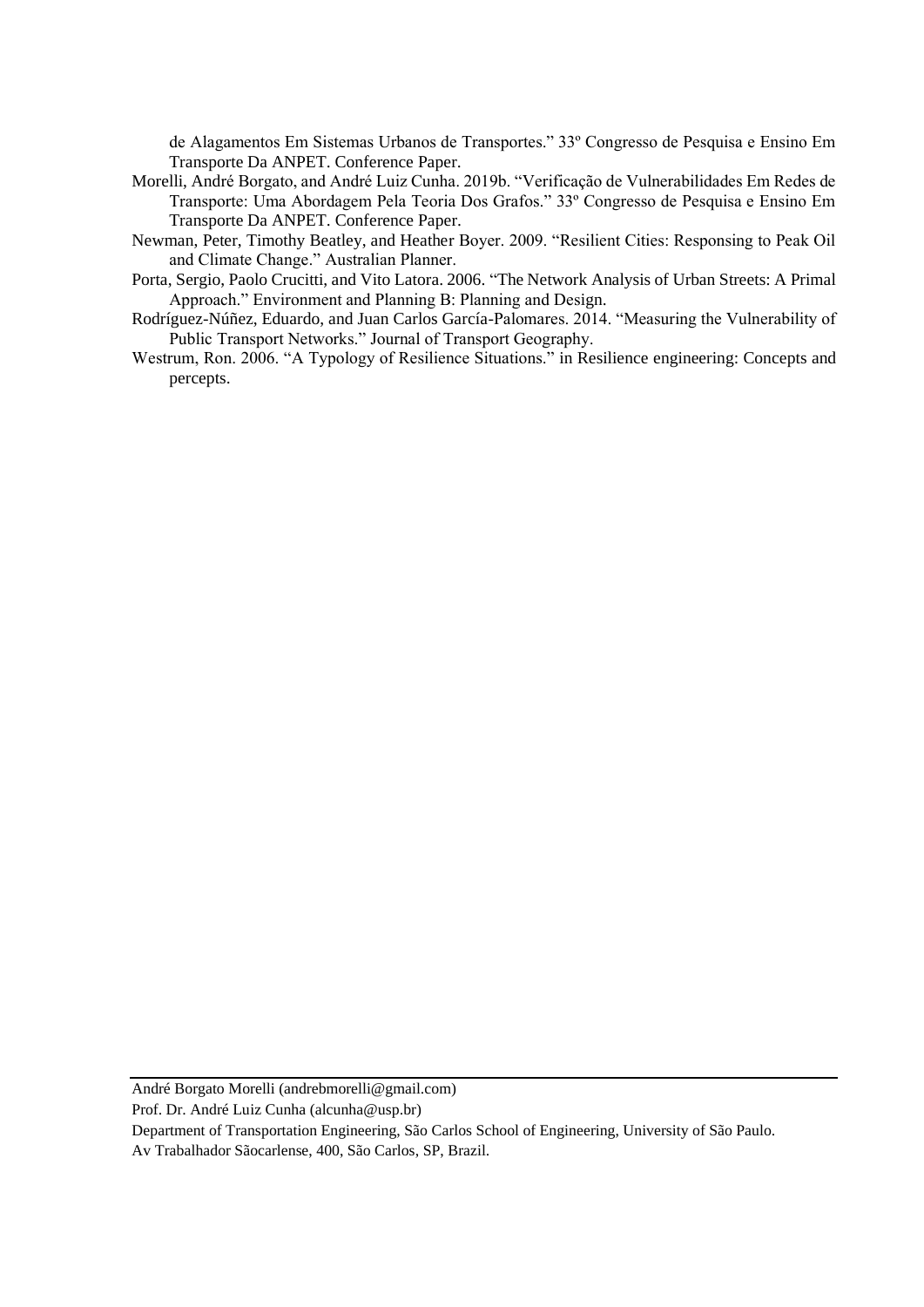de Alagamentos Em Sistemas Urbanos de Transportes." 33º Congresso de Pesquisa e Ensino Em Transporte Da ANPET. Conference Paper.

Morelli, André Borgato, and André Luiz Cunha. 2019b. "Verificação de Vulnerabilidades Em Redes de Transporte: Uma Abordagem Pela Teoria Dos Grafos." 33º Congresso de Pesquisa e Ensino Em Transporte Da ANPET. Conference Paper.

Newman, Peter, Timothy Beatley, and Heather Boyer. 2009. "Resilient Cities: Responsing to Peak Oil and Climate Change." Australian Planner.

Porta, Sergio, Paolo Crucitti, and Vito Latora. 2006. "The Network Analysis of Urban Streets: A Primal Approach." Environment and Planning B: Planning and Design.

Rodríguez-Núñez, Eduardo, and Juan Carlos García-Palomares. 2014. "Measuring the Vulnerability of Public Transport Networks." Journal of Transport Geography.

Westrum, Ron. 2006. "A Typology of Resilience Situations." in Resilience engineering: Concepts and percepts.

---

André Borgato Morelli (andrebmorelli@gmail.com)

Prof. Dr. André Luiz Cunha (alcunha@usp.br)

Department of Transportation Engineering, São Carlos School of Engineering, University of São Paulo.

Av Trabalhador Sãocarlense, 400, São Carlos, SP, Brazil.